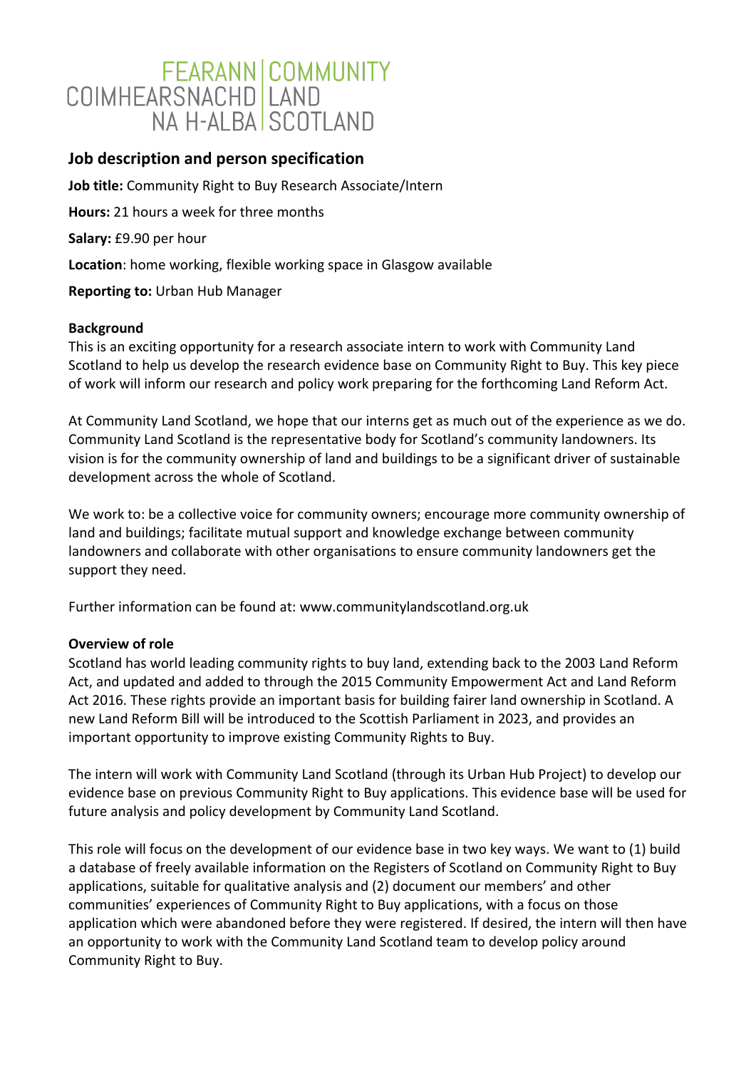FEARANN COIMHEARSNACHD NA H-ALBA | COMMUNITY LAND SCOTLAND

## Job description and person specification

**Job title:** Community Right to Buy Research Associate/Intern

**Hours:** 21 hours a week for three months

**Salary:** £9.90 per hour

**Location**: home working, flexible working space in Glasgow available

**Reporting to:** Urban Hub Manager

### Background

This is an exciting opportunity for a research associate intern to work with Community Land Scotland to help us develop the research evidence base on Community Right to Buy. This key piece of work will inform our research and policy work preparing for the forthcoming Land Reform Act.

At Community Land Scotland, we hope that our interns get as much out of the experience as we do. Community Land Scotland is the representative body for Scotland's community landowners. Its vision is for the community ownership of land and buildings to be a significant driver of sustainable development across the whole of Scotland.

We work to: be a collective voice for community owners; encourage more community ownership of land and buildings; facilitate mutual support and knowledge exchange between community landowners and collaborate with other organisations to ensure community landowners get the support they need.

Further information can be found at: www.communitylandscotland.org.uk

### Overview of role

Scotland has world leading community rights to buy land, extending back to the 2003 Land Reform Act, and updated and added to through the 2015 Community Empowerment Act and Land Reform Act 2016. These rights provide an important basis for building fairer land ownership in Scotland. A new Land Reform Bill will be introduced to the Scottish Parliament in 2023, and provides an important opportunity to improve existing Community Rights to Buy.

The intern will work with Community Land Scotland (through its Urban Hub Project) to develop our evidence base on previous Community Right to Buy applications. This evidence base will be used for future analysis and policy development by Community Land Scotland.

This role will focus on the development of our evidence base in two key ways. We want to (1) build a database of freely available information on the Registers of Scotland on Community Right to Buy applications, suitable for qualitative analysis and (2) document our members' and other communities' experiences of Community Right to Buy applications, with a focus on those application which were abandoned before they were registered. If desired, the intern will then have an opportunity to work with the Community Land Scotland team to develop policy around Community Right to Buy.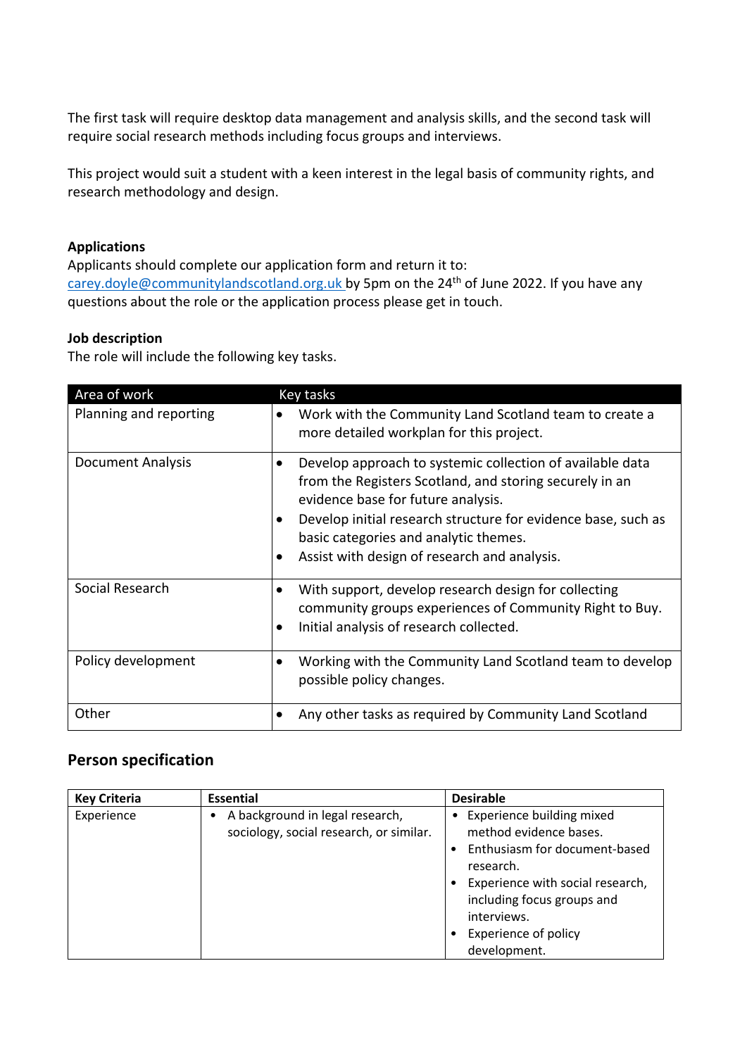The first task will require desktop data management and analysis skills, and the second task will require social research methods including focus groups and interviews.

This project would suit a student with a keen interest in the legal basis of community rights, and research methodology and design.

**Applications**
Applicants should complete our application form and return it to: carey.doyle@communitylandscotland.org.uk by 5pm on the 24th of June 2022. If you have any questions about the role or the application process please get in touch.

**Job description**
The role will include the following key tasks.

| Area of work | Key tasks |
|---|---|
| Planning and reporting | • Work with the Community Land Scotland team to create a more detailed workplan for this project. |
| Document Analysis | • Develop approach to systemic collection of available data from the Registers Scotland, and storing securely in an evidence base for future analysis.<br>• Develop initial research structure for evidence base, such as basic categories and analytic themes.<br>• Assist with design of research and analysis. |
| Social Research | • With support, develop research design for collecting community groups experiences of Community Right to Buy.<br>• Initial analysis of research collected. |
| Policy development | • Working with the Community Land Scotland team to develop possible policy changes. |
| Other | • Any other tasks as required by Community Land Scotland |

## Person specification

| Key Criteria | Essential | Desirable |
|---|---|---|
| Experience | • A background in legal research, sociology, social research, or similar. | • Experience building mixed method evidence bases.<br>• Enthusiasm for document-based research.<br>• Experience with social research, including focus groups and interviews.<br>• Experience of policy development. |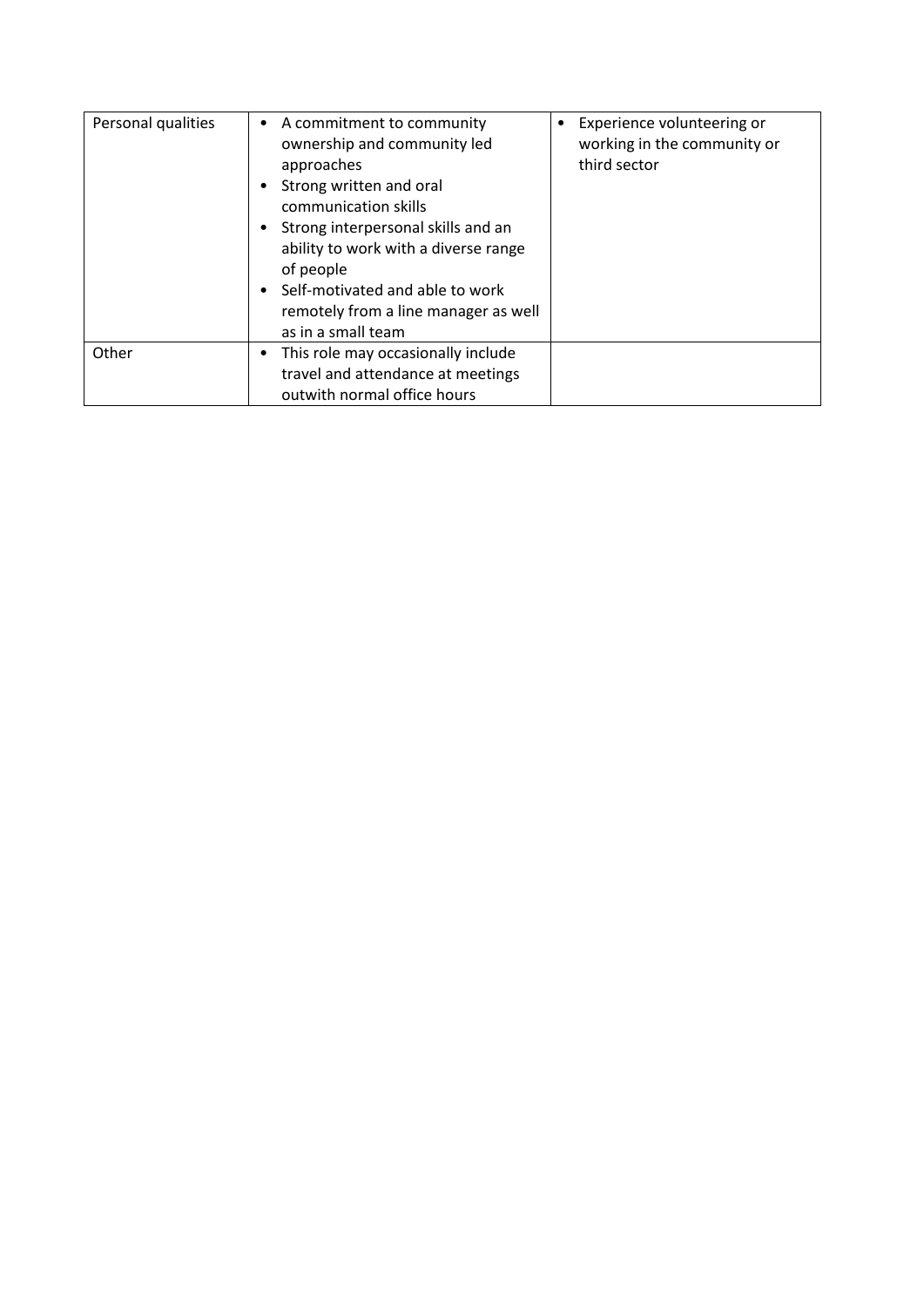| | | |
|---|---|---|
| Personal qualities | • A commitment to community ownership and community led approaches<br>• Strong written and oral communication skills<br>• Strong interpersonal skills and an ability to work with a diverse range of people<br>• Self-motivated and able to work remotely from a line manager as well as in a small team | • Experience volunteering or working in the community or third sector |
| Other | • This role may occasionally include travel and attendance at meetings outwith normal office hours | |